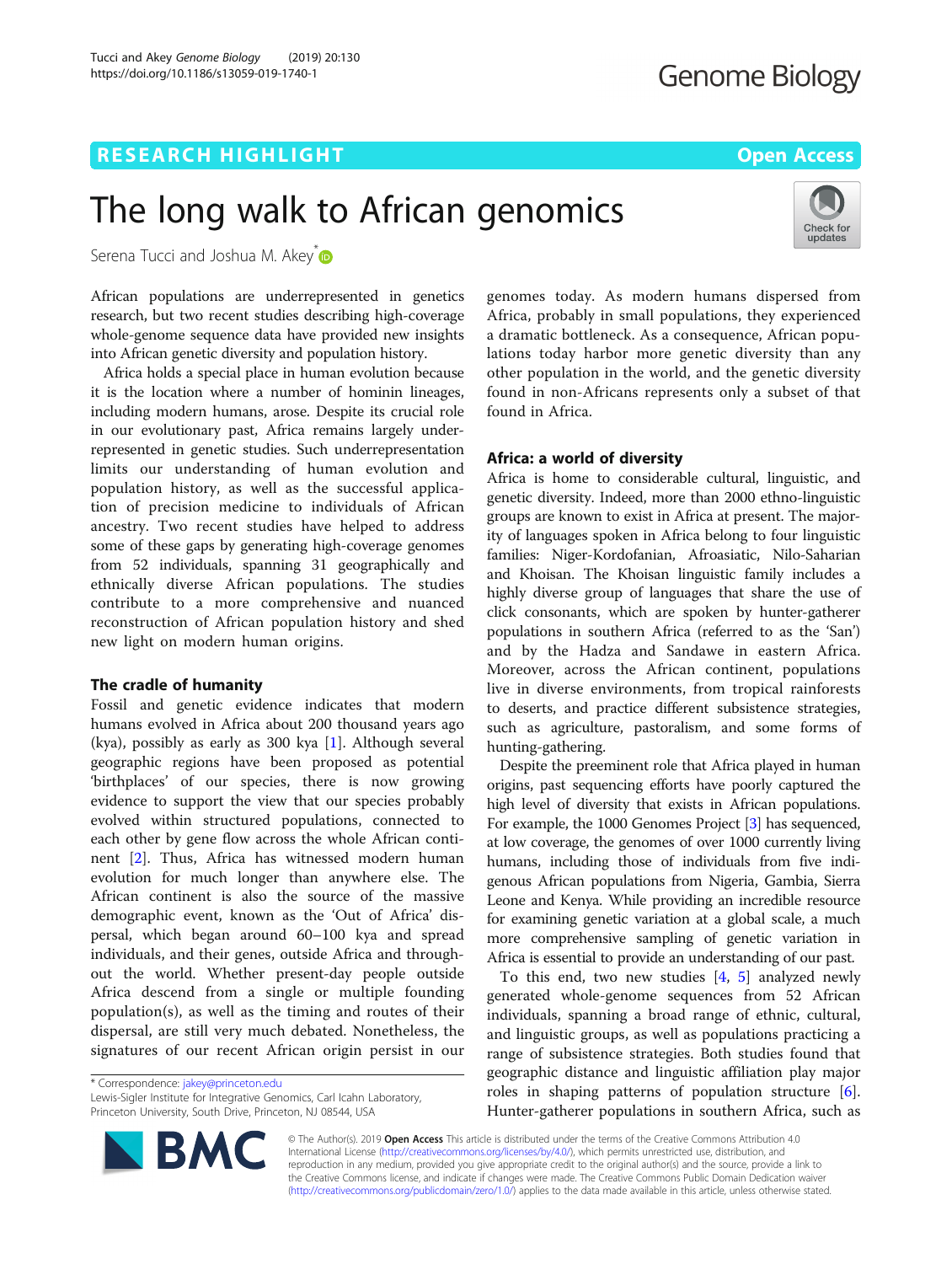RESEARCH HIGHLIGHT

Open Access

# The long walk to African genomics

Serena Tucci and Joshua M. Akey*

African populations are underrepresented in genetics research, but two recent studies describing high-coverage whole-genome sequence data have provided new insights into African genetic diversity and population history.

Africa holds a special place in human evolution because it is the location where a number of hominin lineages, including modern humans, arose. Despite its crucial role in our evolutionary past, Africa remains largely underrepresented in genetic studies. Such underrepresentation limits our understanding of human evolution and population history, as well as the successful application of precision medicine to individuals of African ancestry. Two recent studies have helped to address some of these gaps by generating high-coverage genomes from 52 individuals, spanning 31 geographically and ethnically diverse African populations. The studies contribute to a more comprehensive and nuanced reconstruction of African population history and shed new light on modern human origins.

## The cradle of humanity

Fossil and genetic evidence indicates that modern humans evolved in Africa about 200 thousand years ago (kya), possibly as early as 300 kya [1]. Although several geographic regions have been proposed as potential 'birthplaces' of our species, there is now growing evidence to support the view that our species probably evolved within structured populations, connected to each other by gene flow across the whole African continent [2]. Thus, Africa has witnessed modern human evolution for much longer than anywhere else. The African continent is also the source of the massive demographic event, known as the 'Out of Africa' dispersal, which began around 60–100 kya and spread individuals, and their genes, outside Africa and throughout the world. Whether present-day people outside Africa descend from a single or multiple founding population(s), as well as the timing and routes of their dispersal, are still very much debated. Nonetheless, the signatures of our recent African origin persist in our genomes today. As modern humans dispersed from Africa, probably in small populations, they experienced a dramatic bottleneck. As a consequence, African populations today harbor more genetic diversity than any other population in the world, and the genetic diversity found in non-Africans represents only a subset of that found in Africa.

## Africa: a world of diversity

Africa is home to considerable cultural, linguistic, and genetic diversity. Indeed, more than 2000 ethno-linguistic groups are known to exist in Africa at present. The majority of languages spoken in Africa belong to four linguistic families: Niger-Kordofanian, Afroasiatic, Nilo-Saharian and Khoisan. The Khoisan linguistic family includes a highly diverse group of languages that share the use of click consonants, which are spoken by hunter-gatherer populations in southern Africa (referred to as the 'San') and by the Hadza and Sandawe in eastern Africa. Moreover, across the African continent, populations live in diverse environments, from tropical rainforests to deserts, and practice different subsistence strategies, such as agriculture, pastoralism, and some forms of hunting-gathering.

Despite the preeminent role that Africa played in human origins, past sequencing efforts have poorly captured the high level of diversity that exists in African populations. For example, the 1000 Genomes Project [3] has sequenced, at low coverage, the genomes of over 1000 currently living humans, including those of individuals from five indigenous African populations from Nigeria, Gambia, Sierra Leone and Kenya. While providing an incredible resource for examining genetic variation at a global scale, a much more comprehensive sampling of genetic variation in Africa is essential to provide an understanding of our past.

To this end, two new studies [4, 5] analyzed newly generated whole-genome sequences from 52 African individuals, spanning a broad range of ethnic, cultural, and linguistic groups, as well as populations practicing a range of subsistence strategies. Both studies found that geographic distance and linguistic affiliation play major roles in shaping patterns of population structure [6]. Hunter-gatherer populations in southern Africa, such as

* Correspondence: jakey@princeton.edu
Lewis-Sigler Institute for Integrative Genomics, Carl Icahn Laboratory, Princeton University, South Drive, Princeton, NJ 08544, USA

© The Author(s). 2019 **Open Access** This article is distributed under the terms of the Creative Commons Attribution 4.0 International License (http://creativecommons.org/licenses/by/4.0/), which permits unrestricted use, distribution, and reproduction in any medium, provided you give appropriate credit to the original author(s) and the source, provide a link to the Creative Commons license, and indicate if changes were made. The Creative Commons Public Domain Dedication waiver (http://creativecommons.org/publicdomain/zero/1.0/) applies to the data made available in this article, unless otherwise stated.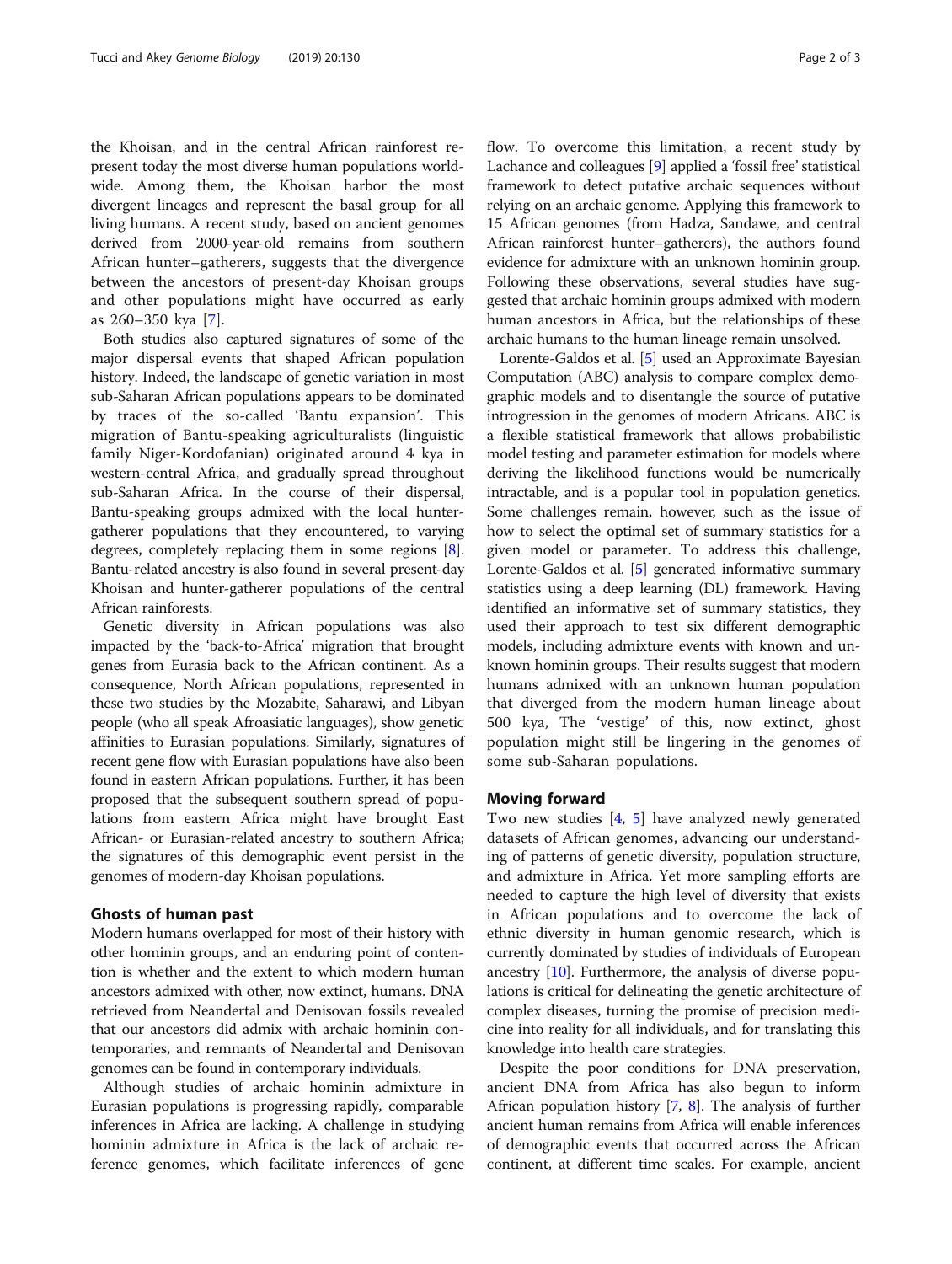the Khoisan, and in the central African rainforest represent today the most diverse human populations worldwide. Among them, the Khoisan harbor the most divergent lineages and represent the basal group for all living humans. A recent study, based on ancient genomes derived from 2000-year-old remains from southern African hunter–gatherers, suggests that the divergence between the ancestors of present-day Khoisan groups and other populations might have occurred as early as 260–350 kya [7].

Both studies also captured signatures of some of the major dispersal events that shaped African population history. Indeed, the landscape of genetic variation in most sub-Saharan African populations appears to be dominated by traces of the so-called 'Bantu expansion'. This migration of Bantu-speaking agriculturalists (linguistic family Niger-Kordofanian) originated around 4 kya in western-central Africa, and gradually spread throughout sub-Saharan Africa. In the course of their dispersal, Bantu-speaking groups admixed with the local hunter-gatherer populations that they encountered, to varying degrees, completely replacing them in some regions [8]. Bantu-related ancestry is also found in several present-day Khoisan and hunter-gatherer populations of the central African rainforests.

Genetic diversity in African populations was also impacted by the 'back-to-Africa' migration that brought genes from Eurasia back to the African continent. As a consequence, North African populations, represented in these two studies by the Mozabite, Saharawi, and Libyan people (who all speak Afroasiatic languages), show genetic affinities to Eurasian populations. Similarly, signatures of recent gene flow with Eurasian populations have also been found in eastern African populations. Further, it has been proposed that the subsequent southern spread of populations from eastern Africa might have brought East African- or Eurasian-related ancestry to southern Africa; the signatures of this demographic event persist in the genomes of modern-day Khoisan populations.

## Ghosts of human past

Modern humans overlapped for most of their history with other hominin groups, and an enduring point of contention is whether and the extent to which modern human ancestors admixed with other, now extinct, humans. DNA retrieved from Neandertal and Denisovan fossils revealed that our ancestors did admix with archaic hominin contemporaries, and remnants of Neandertal and Denisovan genomes can be found in contemporary individuals.

Although studies of archaic hominin admixture in Eurasian populations is progressing rapidly, comparable inferences in Africa are lacking. A challenge in studying hominin admixture in Africa is the lack of archaic reference genomes, which facilitate inferences of gene flow. To overcome this limitation, a recent study by Lachance and colleagues [9] applied a 'fossil free' statistical framework to detect putative archaic sequences without relying on an archaic genome. Applying this framework to 15 African genomes (from Hadza, Sandawe, and central African rainforest hunter–gatherers), the authors found evidence for admixture with an unknown hominin group. Following these observations, several studies have suggested that archaic hominin groups admixed with modern human ancestors in Africa, but the relationships of these archaic humans to the human lineage remain unsolved.

Lorente-Galdos et al. [5] used an Approximate Bayesian Computation (ABC) analysis to compare complex demographic models and to disentangle the source of putative introgression in the genomes of modern Africans. ABC is a flexible statistical framework that allows probabilistic model testing and parameter estimation for models where deriving the likelihood functions would be numerically intractable, and is a popular tool in population genetics. Some challenges remain, however, such as the issue of how to select the optimal set of summary statistics for a given model or parameter. To address this challenge, Lorente-Galdos et al. [5] generated informative summary statistics using a deep learning (DL) framework. Having identified an informative set of summary statistics, they used their approach to test six different demographic models, including admixture events with known and unknown hominin groups. Their results suggest that modern humans admixed with an unknown human population that diverged from the modern human lineage about 500 kya, The 'vestige' of this, now extinct, ghost population might still be lingering in the genomes of some sub-Saharan populations.

## Moving forward

Two new studies [4, 5] have analyzed newly generated datasets of African genomes, advancing our understanding of patterns of genetic diversity, population structure, and admixture in Africa. Yet more sampling efforts are needed to capture the high level of diversity that exists in African populations and to overcome the lack of ethnic diversity in human genomic research, which is currently dominated by studies of individuals of European ancestry [10]. Furthermore, the analysis of diverse populations is critical for delineating the genetic architecture of complex diseases, turning the promise of precision medicine into reality for all individuals, and for translating this knowledge into health care strategies.

Despite the poor conditions for DNA preservation, ancient DNA from Africa has also begun to inform African population history [7, 8]. The analysis of further ancient human remains from Africa will enable inferences of demographic events that occurred across the African continent, at different time scales. For example, ancient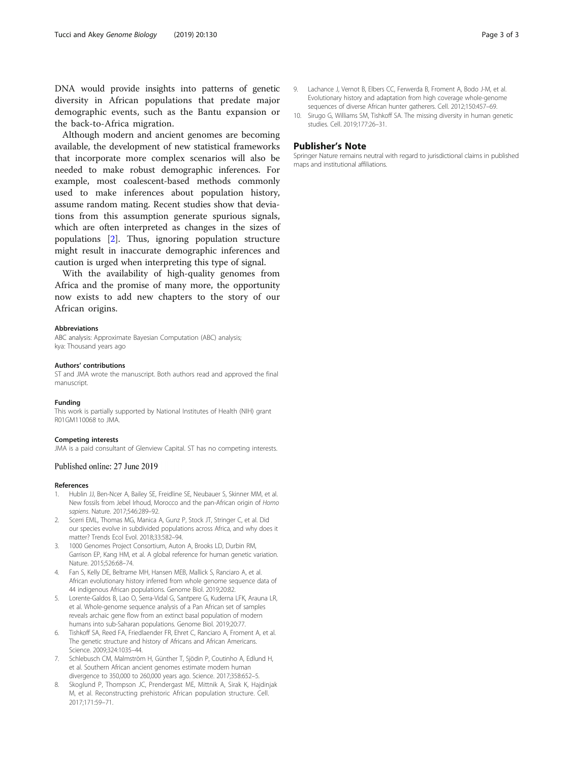DNA would provide insights into patterns of genetic diversity in African populations that predate major demographic events, such as the Bantu expansion or the back-to-Africa migration.

Although modern and ancient genomes are becoming available, the development of new statistical frameworks that incorporate more complex scenarios will also be needed to make robust demographic inferences. For example, most coalescent-based methods commonly used to make inferences about population history, assume random mating. Recent studies show that deviations from this assumption generate spurious signals, which are often interpreted as changes in the sizes of populations [2]. Thus, ignoring population structure might result in inaccurate demographic inferences and caution is urged when interpreting this type of signal.

With the availability of high-quality genomes from Africa and the promise of many more, the opportunity now exists to add new chapters to the story of our African origins.

#### Abbreviations

ABC analysis: Approximate Bayesian Computation (ABC) analysis; kya: Thousand years ago

#### Authors' contributions

ST and JMA wrote the manuscript. Both authors read and approved the final manuscript.

#### Funding

This work is partially supported by National Institutes of Health (NIH) grant R01GM110068 to JMA.

#### Competing interests

JMA is a paid consultant of Glenview Capital. ST has no competing interests.

Published online: 27 June 2019

#### References

1. Hublin JJ, Ben-Ncer A, Bailey SE, Freidline SE, Neubauer S, Skinner MM, et al. New fossils from Jebel Irhoud, Morocco and the pan-African origin of *Homo sapiens*. Nature. 2017;546:289–92.
2. Scerri EML, Thomas MG, Manica A, Gunz P, Stock JT, Stringer C, et al. Did our species evolve in subdivided populations across Africa, and why does it matter? Trends Ecol Evol. 2018;33:582–94.
3. 1000 Genomes Project Consortium, Auton A, Brooks LD, Durbin RM, Garrison EP, Kang HM, et al. A global reference for human genetic variation. Nature. 2015;526:68–74.
4. Fan S, Kelly DE, Beltrame MH, Hansen MEB, Mallick S, Ranciaro A, et al. African evolutionary history inferred from whole genome sequence data of 44 indigenous African populations. Genome Biol. 2019;20:82.
5. Lorente-Galdos B, Lao O, Serra-Vidal G, Santpere G, Kuderna LFK, Arauna LR, et al. Whole-genome sequence analysis of a Pan African set of samples reveals archaic gene flow from an extinct basal population of modern humans into sub-Saharan populations. Genome Biol. 2019;20:77.
6. Tishkoff SA, Reed FA, Friedlaender FR, Ehret C, Ranciaro A, Froment A, et al. The genetic structure and history of Africans and African Americans. Science. 2009;324:1035–44.
7. Schlebusch CM, Malmström H, Günther T, Sjödin P, Coutinho A, Edlund H, et al. Southern African ancient genomes estimate modern human divergence to 350,000 to 260,000 years ago. Science. 2017;358:652–5.
8. Skoglund P, Thompson JC, Prendergast ME, Mittnik A, Sirak K, Hajdinjak M, et al. Reconstructing prehistoric African population structure. Cell. 2017;171:59–71.
9. Lachance J, Vernot B, Elbers CC, Ferwerda B, Froment A, Bodo J-M, et al. Evolutionary history and adaptation from high coverage whole-genome sequences of diverse African hunter gatherers. Cell. 2012;150:457–69.
10. Sirugo G, Williams SM, Tishkoff SA. The missing diversity in human genetic studies. Cell. 2019;177:26–31.

## Publisher's Note

Springer Nature remains neutral with regard to jurisdictional claims in published maps and institutional affiliations.